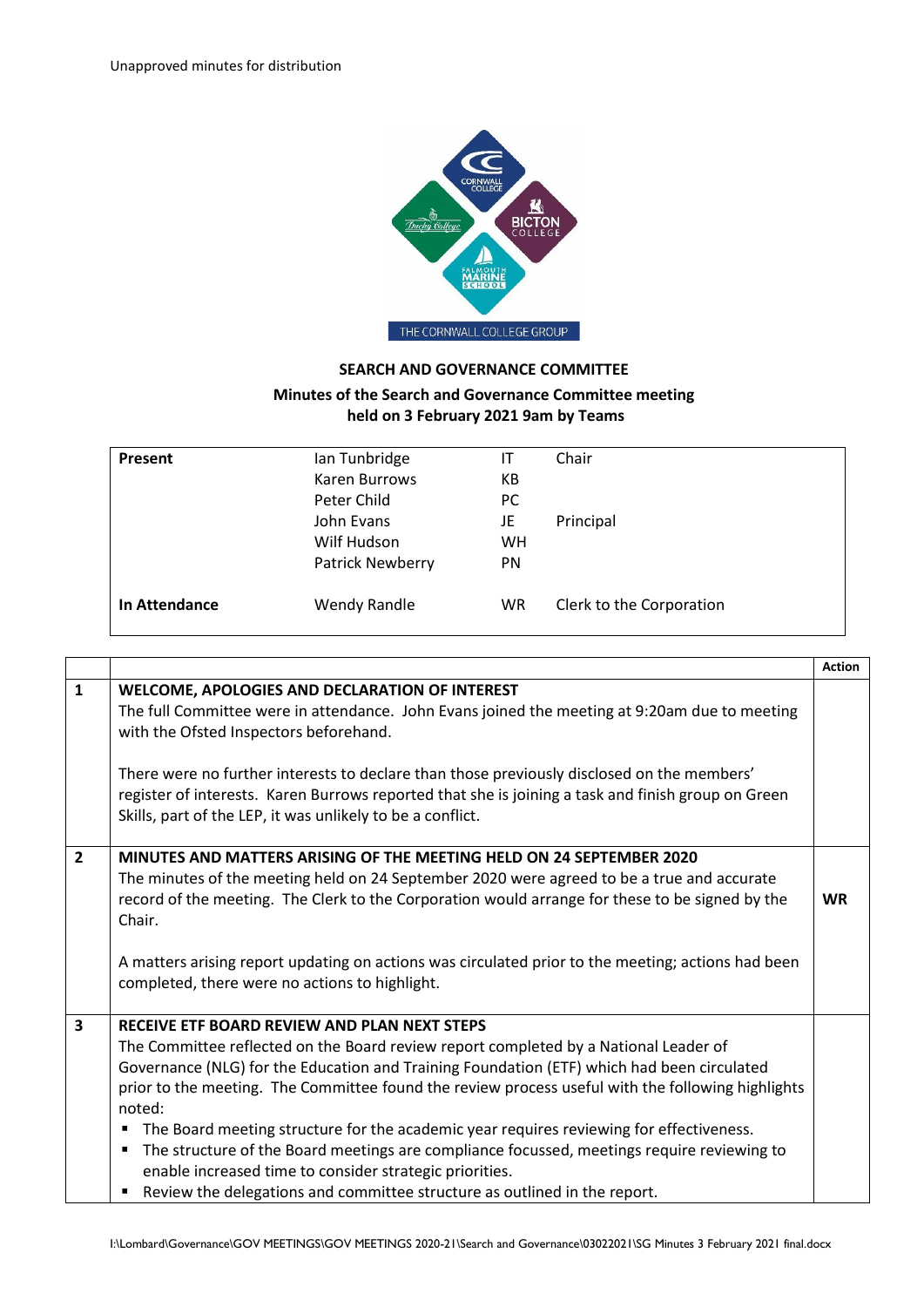Unapproved minutes for distribution

THE CORNWALL COLLEGE GROUP

## SEARCH AND GOVERNANCE COMMITTEE

### Minutes of the Search and Governance Committee meeting held on 3 February 2021 9am by Teams

| | | | |
|---|---|---|---|
| **Present** | Ian Tunbridge | IT | Chair |
| | Karen Burrows | KB | |
| | Peter Child | PC | |
| | John Evans | JE | Principal |
| | Wilf Hudson | WH | |
| | Patrick Newberry | PN | |
| **In Attendance** | Wendy Randle | WR | Clerk to the Corporation |

| | | Action |
|---|---|---|
| 1 | **WELCOME, APOLOGIES AND DECLARATION OF INTEREST**<br>The full Committee were in attendance. John Evans joined the meeting at 9:20am due to meeting with the Ofsted Inspectors beforehand.<br><br>There were no further interests to declare than those previously disclosed on the members' register of interests. Karen Burrows reported that she is joining a task and finish group on Green Skills, part of the LEP, it was unlikely to be a conflict. | |
| 2 | **MINUTES AND MATTERS ARISING OF THE MEETING HELD ON 24 SEPTEMBER 2020**<br>The minutes of the meeting held on 24 September 2020 were agreed to be a true and accurate record of the meeting. The Clerk to the Corporation would arrange for these to be signed by the Chair.<br><br>A matters arising report updating on actions was circulated prior to the meeting; actions had been completed, there were no actions to highlight. | **WR** |
| 3 | **RECEIVE ETF BOARD REVIEW AND PLAN NEXT STEPS**<br>The Committee reflected on the Board review report completed by a National Leader of Governance (NLG) for the Education and Training Foundation (ETF) which had been circulated prior to the meeting. The Committee found the review process useful with the following highlights noted:<br>▪ The Board meeting structure for the academic year requires reviewing for effectiveness.<br>▪ The structure of the Board meetings are compliance focussed, meetings require reviewing to enable increased time to consider strategic priorities.<br>▪ Review the delegations and committee structure as outlined in the report. | |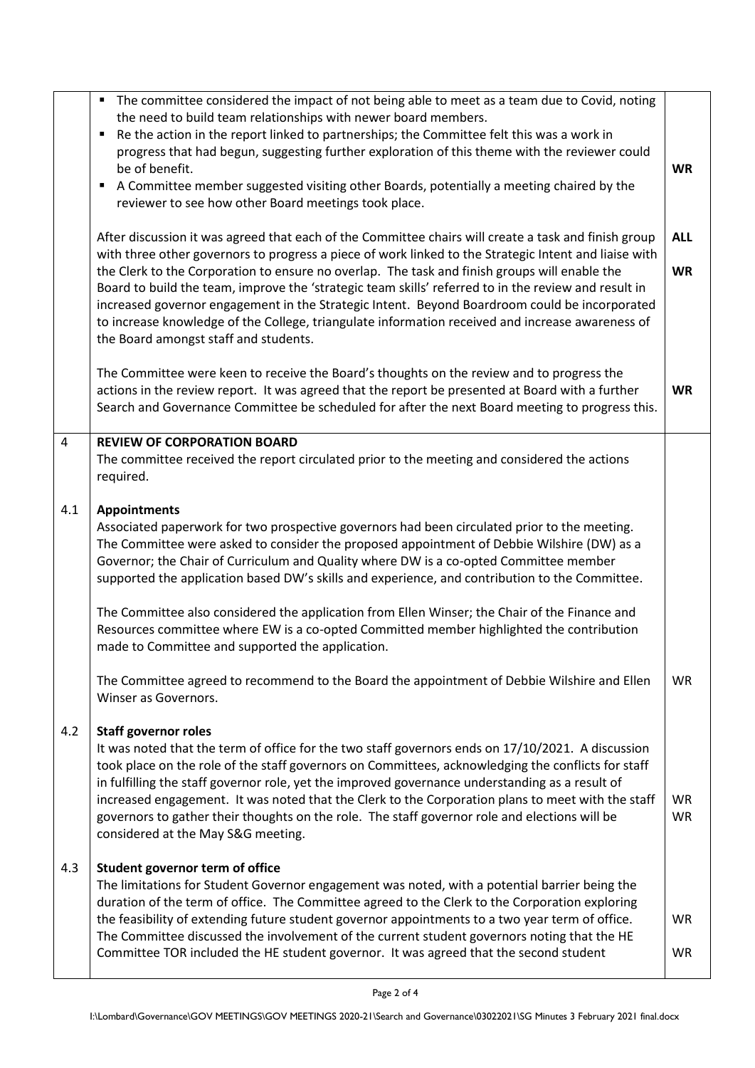| | | |
|---|---|---|
| | ▪ The committee considered the impact of not being able to meet as a team due to Covid, noting the need to build team relationships with newer board members.<br>▪ Re the action in the report linked to partnerships; the Committee felt this was a work in progress that had begun, suggesting further exploration of this theme with the reviewer could be of benefit.<br>▪ A Committee member suggested visiting other Boards, potentially a meeting chaired by the reviewer to see how other Board meetings took place.<br><br>After discussion it was agreed that each of the Committee chairs will create a task and finish group with three other governors to progress a piece of work linked to the Strategic Intent and liaise with the Clerk to the Corporation to ensure no overlap. The task and finish groups will enable the Board to build the team, improve the 'strategic team skills' referred to in the review and result in increased governor engagement in the Strategic Intent. Beyond Boardroom could be incorporated to increase knowledge of the College, triangulate information received and increase awareness of the Board amongst staff and students.<br><br>The Committee were keen to receive the Board's thoughts on the review and to progress the actions in the review report. It was agreed that the report be presented at Board with a further Search and Governance Committee be scheduled for after the next Board meeting to progress this. | **WR**<br><br>**ALL**<br><br>**WR**<br><br>**WR** |
| 4 | **REVIEW OF CORPORATION BOARD**<br>The committee received the report circulated prior to the meeting and considered the actions required. | |
| 4.1 | **Appointments**<br>Associated paperwork for two prospective governors had been circulated prior to the meeting. The Committee were asked to consider the proposed appointment of Debbie Wilshire (DW) as a Governor; the Chair of Curriculum and Quality where DW is a co-opted Committee member supported the application based DW's skills and experience, and contribution to the Committee.<br><br>The Committee also considered the application from Ellen Winser; the Chair of the Finance and Resources committee where EW is a co-opted Committed member highlighted the contribution made to Committee and supported the application.<br><br>The Committee agreed to recommend to the Board the appointment of Debbie Wilshire and Ellen Winser as Governors. | WR |
| 4.2 | **Staff governor roles**<br>It was noted that the term of office for the two staff governors ends on 17/10/2021. A discussion took place on the role of the staff governors on Committees, acknowledging the conflicts for staff in fulfilling the staff governor role, yet the improved governance understanding as a result of increased engagement. It was noted that the Clerk to the Corporation plans to meet with the staff governors to gather their thoughts on the role. The staff governor role and elections will be considered at the May S&G meeting. | WR<br>WR |
| 4.3 | **Student governor term of office**<br>The limitations for Student Governor engagement was noted, with a potential barrier being the duration of the term of office. The Committee agreed to the Clerk to the Corporation exploring the feasibility of extending future student governor appointments to a two year term of office. The Committee discussed the involvement of the current student governors noting that the HE Committee TOR included the HE student governor. It was agreed that the second student | WR<br><br>WR |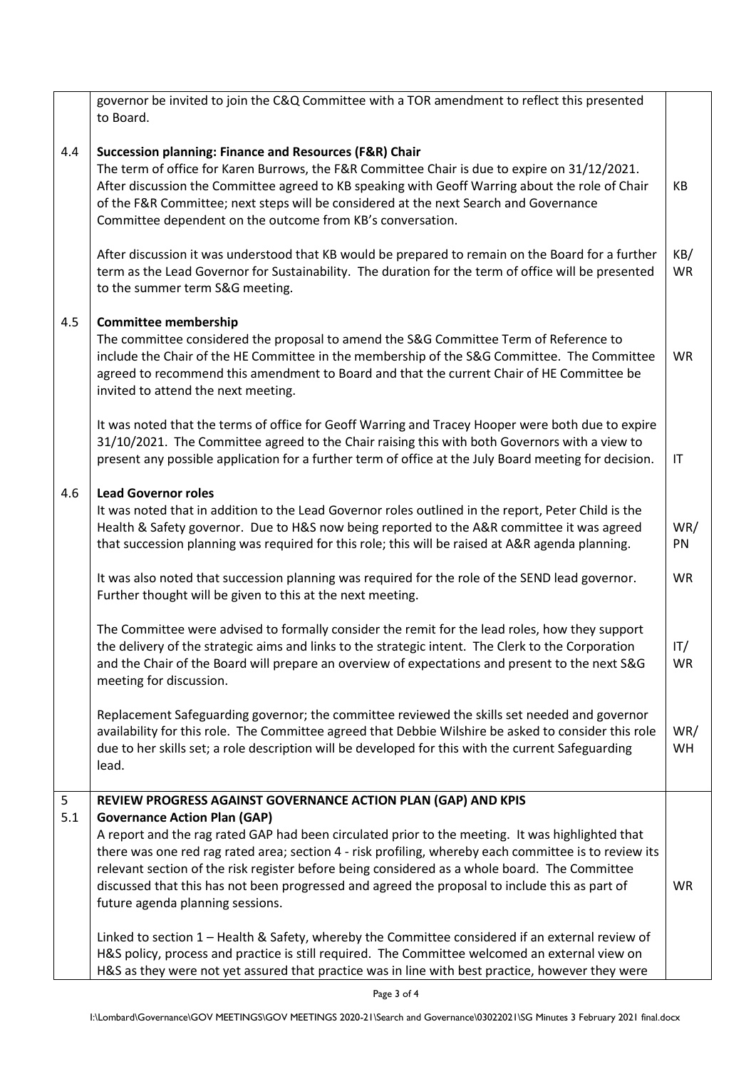| | | |
|---|---|---|
| | governor be invited to join the C&Q Committee with a TOR amendment to reflect this presented to Board. | |
| 4.4 | **Succession planning: Finance and Resources (F&R) Chair**<br>The term of office for Karen Burrows, the F&R Committee Chair is due to expire on 31/12/2021. After discussion the Committee agreed to KB speaking with Geoff Warring about the role of Chair of the F&R Committee; next steps will be considered at the next Search and Governance Committee dependent on the outcome from KB's conversation. | KB |
| | After discussion it was understood that KB would be prepared to remain on the Board for a further term as the Lead Governor for Sustainability. The duration for the term of office will be presented to the summer term S&G meeting. | KB/ WR |
| 4.5 | **Committee membership**<br>The committee considered the proposal to amend the S&G Committee Term of Reference to include the Chair of the HE Committee in the membership of the S&G Committee. The Committee agreed to recommend this amendment to Board and that the current Chair of HE Committee be invited to attend the next meeting. | WR |
| | It was noted that the terms of office for Geoff Warring and Tracey Hooper were both due to expire 31/10/2021. The Committee agreed to the Chair raising this with both Governors with a view to present any possible application for a further term of office at the July Board meeting for decision. | IT |
| 4.6 | **Lead Governor roles**<br>It was noted that in addition to the Lead Governor roles outlined in the report, Peter Child is the Health & Safety governor. Due to H&S now being reported to the A&R committee it was agreed that succession planning was required for this role; this will be raised at A&R agenda planning. | WR/ PN |
| | It was also noted that succession planning was required for the role of the SEND lead governor. Further thought will be given to this at the next meeting. | WR |
| | The Committee were advised to formally consider the remit for the lead roles, how they support the delivery of the strategic aims and links to the strategic intent. The Clerk to the Corporation and the Chair of the Board will prepare an overview of expectations and present to the next S&G meeting for discussion. | IT/ WR |
| | Replacement Safeguarding governor; the committee reviewed the skills set needed and governor availability for this role. The Committee agreed that Debbie Wilshire be asked to consider this role due to her skills set; a role description will be developed for this with the current Safeguarding lead. | WR/ WH |
| 5<br>5.1 | **REVIEW PROGRESS AGAINST GOVERNANCE ACTION PLAN (GAP) AND KPIS**<br>**Governance Action Plan (GAP)**<br>A report and the rag rated GAP had been circulated prior to the meeting. It was highlighted that there was one red rag rated area; section 4 - risk profiling, whereby each committee is to review its relevant section of the risk register before being considered as a whole board. The Committee discussed that this has not been progressed and agreed the proposal to include this as part of future agenda planning sessions. | WR |
| | Linked to section 1 – Health & Safety, whereby the Committee considered if an external review of H&S policy, process and practice is still required. The Committee welcomed an external view on H&S as they were not yet assured that practice was in line with best practice, however they were | |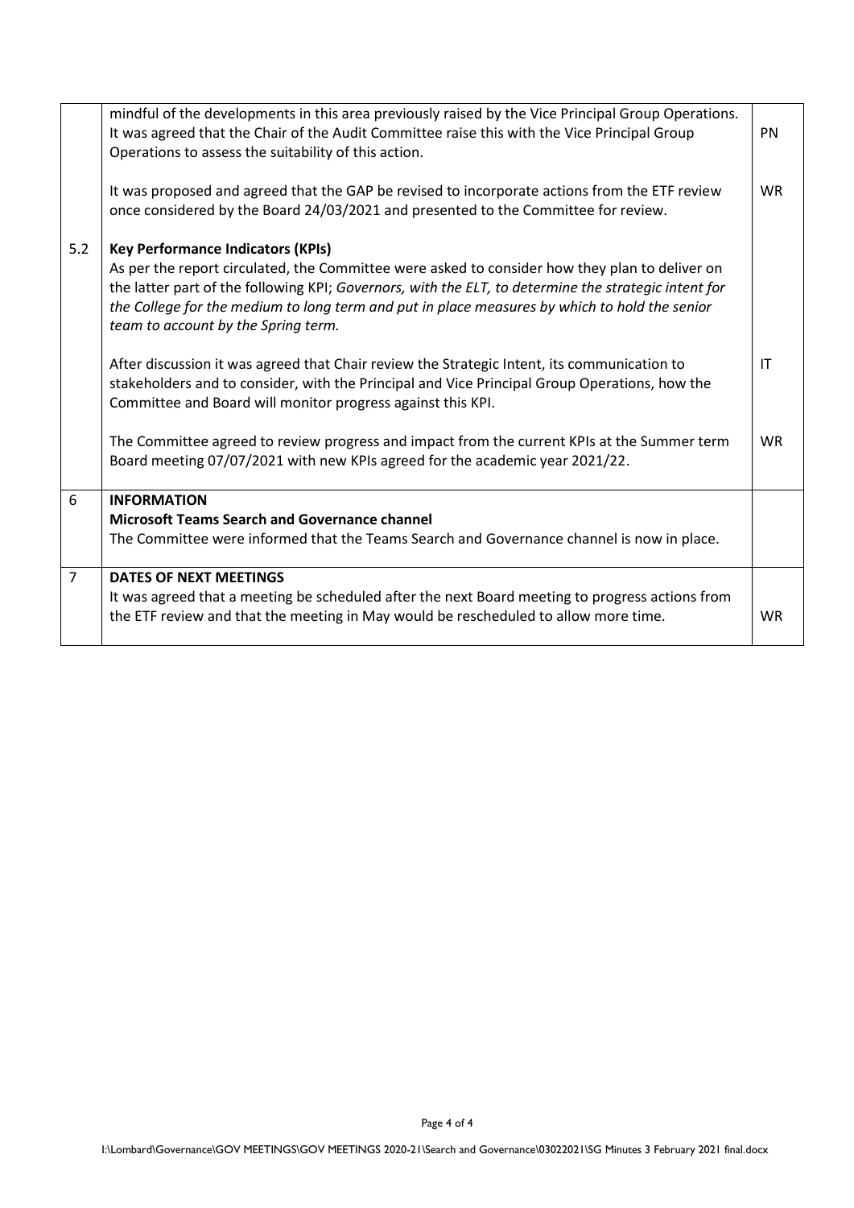| | | |
|---|---|---|
| | mindful of the developments in this area previously raised by the Vice Principal Group Operations. It was agreed that the Chair of the Audit Committee raise this with the Vice Principal Group Operations to assess the suitability of this action.<br><br>It was proposed and agreed that the GAP be revised to incorporate actions from the ETF review once considered by the Board 24/03/2021 and presented to the Committee for review. | PN<br><br>WR |
| 5.2 | **Key Performance Indicators (KPIs)**<br>As per the report circulated, the Committee were asked to consider how they plan to deliver on the latter part of the following KPI; *Governors, with the ELT, to determine the strategic intent for the College for the medium to long term and put in place measures by which to hold the senior team to account by the Spring term.*<br><br>After discussion it was agreed that Chair review the Strategic Intent, its communication to stakeholders and to consider, with the Principal and Vice Principal Group Operations, how the Committee and Board will monitor progress against this KPI.<br><br>The Committee agreed to review progress and impact from the current KPIs at the Summer term Board meeting 07/07/2021 with new KPIs agreed for the academic year 2021/22. | IT<br><br>WR |
| 6 | **INFORMATION**<br>**Microsoft Teams Search and Governance channel**<br>The Committee were informed that the Teams Search and Governance channel is now in place. | |
| 7 | **DATES OF NEXT MEETINGS**<br>It was agreed that a meeting be scheduled after the next Board meeting to progress actions from the ETF review and that the meeting in May would be rescheduled to allow more time. | WR |

I:\Lombard\Governance\GOV MEETINGS\GOV MEETINGS 2020-21\Search and Governance\03022021\SG Minutes 3 February 2021 final.docx